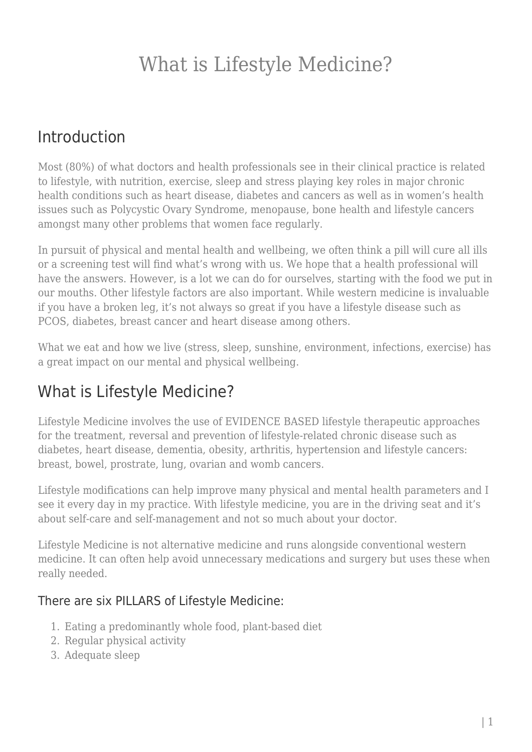# What is Lifestyle Medicine?

## Introduction

Most (80%) of what doctors and health professionals see in their clinical practice is related to lifestyle, with nutrition, exercise, sleep and stress playing key roles in major chronic health conditions such as heart disease, diabetes and cancers as well as in women's health issues such as Polycystic Ovary Syndrome, menopause, bone health and lifestyle cancers amongst many other problems that women face regularly.

In pursuit of physical and mental health and wellbeing, we often think a pill will cure all ills or a screening test will find what's wrong with us. We hope that a health professional will have the answers. However, is a lot we can do for ourselves, starting with the food we put in our mouths. Other lifestyle factors are also important. While western medicine is invaluable if you have a broken leg, it's not always so great if you have a lifestyle disease such as PCOS, diabetes, breast cancer and heart disease among others.

What we eat and how we live (stress, sleep, sunshine, environment, infections, exercise) has a great impact on our mental and physical wellbeing.

## What is Lifestyle Medicine?

Lifestyle Medicine involves the use of EVIDENCE BASED lifestyle therapeutic approaches for the treatment, reversal and prevention of lifestyle-related chronic disease such as diabetes, heart disease, dementia, obesity, arthritis, hypertension and lifestyle cancers: breast, bowel, prostrate, lung, ovarian and womb cancers.

Lifestyle modifications can help improve many physical and mental health parameters and I see it every day in my practice. With lifestyle medicine, you are in the driving seat and it's about self-care and self-management and not so much about your doctor.

Lifestyle Medicine is not alternative medicine and runs alongside conventional western medicine. It can often help avoid unnecessary medications and surgery but uses these when really needed.

### There are six PILLARS of Lifestyle Medicine:

1. Eating a predominantly whole food, plant-based diet
2. Regular physical activity
3. Adequate sleep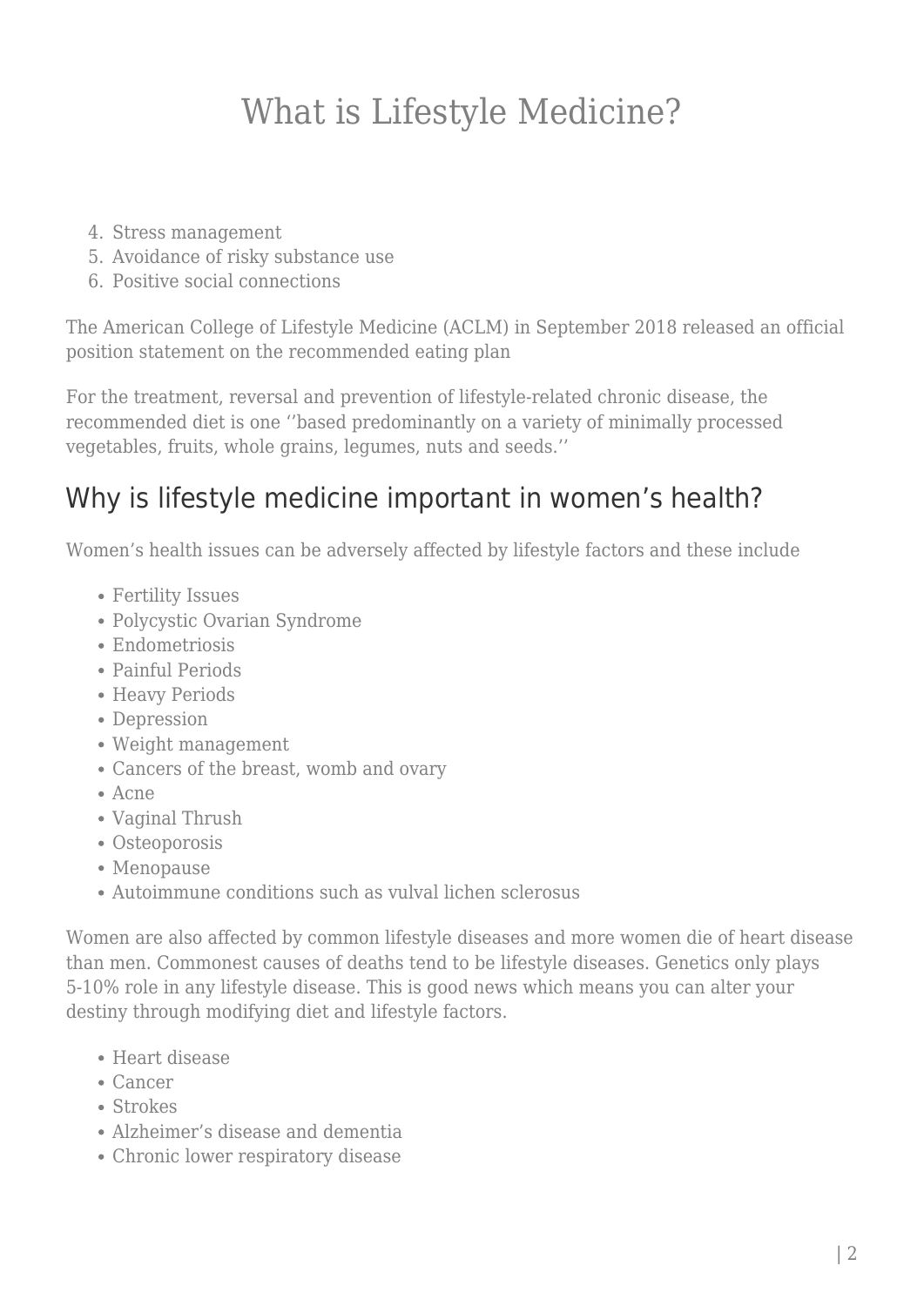4. Stress management
5. Avoidance of risky substance use
6. Positive social connections

The American College of Lifestyle Medicine (ACLM) in September 2018 released an official position statement on the recommended eating plan

For the treatment, reversal and prevention of lifestyle-related chronic disease, the recommended diet is one ‘’based predominantly on a variety of minimally processed vegetables, fruits, whole grains, legumes, nuts and seeds.’’

## Why is lifestyle medicine important in women's health?

Women's health issues can be adversely affected by lifestyle factors and these include

- Fertility Issues
- Polycystic Ovarian Syndrome
- Endometriosis
- Painful Periods
- Heavy Periods
- Depression
- Weight management
- Cancers of the breast, womb and ovary
- Acne
- Vaginal Thrush
- Osteoporosis
- Menopause
- Autoimmune conditions such as vulval lichen sclerosus

Women are also affected by common lifestyle diseases and more women die of heart disease than men. Commonest causes of deaths tend to be lifestyle diseases. Genetics only plays 5-10% role in any lifestyle disease. This is good news which means you can alter your destiny through modifying diet and lifestyle factors.

- Heart disease
- Cancer
- Strokes
- Alzheimer's disease and dementia
- Chronic lower respiratory disease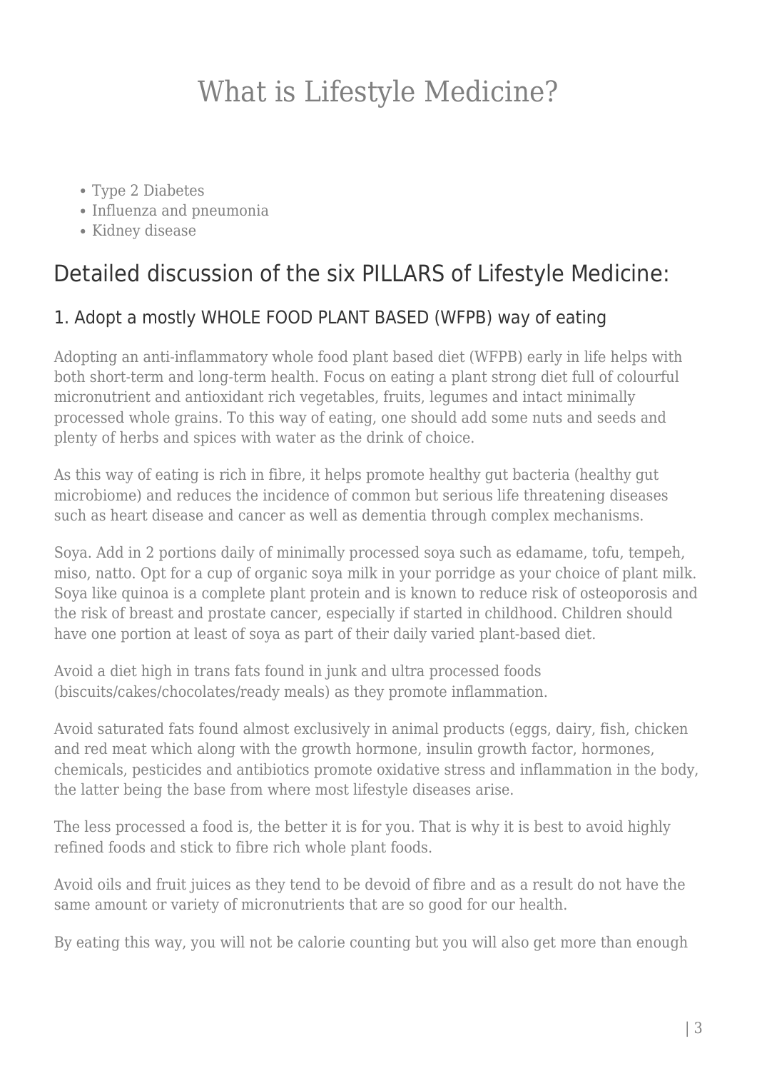- Type 2 Diabetes
- Influenza and pneumonia
- Kidney disease

## Detailed discussion of the six PILLARS of Lifestyle Medicine:

### 1. Adopt a mostly WHOLE FOOD PLANT BASED (WFPB) way of eating

Adopting an anti-inflammatory whole food plant based diet (WFPB) early in life helps with both short-term and long-term health. Focus on eating a plant strong diet full of colourful micronutrient and antioxidant rich vegetables, fruits, legumes and intact minimally processed whole grains. To this way of eating, one should add some nuts and seeds and plenty of herbs and spices with water as the drink of choice.

As this way of eating is rich in fibre, it helps promote healthy gut bacteria (healthy gut microbiome) and reduces the incidence of common but serious life threatening diseases such as heart disease and cancer as well as dementia through complex mechanisms.

Soya. Add in 2 portions daily of minimally processed soya such as edamame, tofu, tempeh, miso, natto. Opt for a cup of organic soya milk in your porridge as your choice of plant milk. Soya like quinoa is a complete plant protein and is known to reduce risk of osteoporosis and the risk of breast and prostate cancer, especially if started in childhood. Children should have one portion at least of soya as part of their daily varied plant-based diet.

Avoid a diet high in trans fats found in junk and ultra processed foods (biscuits/cakes/chocolates/ready meals) as they promote inflammation.

Avoid saturated fats found almost exclusively in animal products (eggs, dairy, fish, chicken and red meat which along with the growth hormone, insulin growth factor, hormones, chemicals, pesticides and antibiotics promote oxidative stress and inflammation in the body, the latter being the base from where most lifestyle diseases arise.

The less processed a food is, the better it is for you. That is why it is best to avoid highly refined foods and stick to fibre rich whole plant foods.

Avoid oils and fruit juices as they tend to be devoid of fibre and as a result do not have the same amount or variety of micronutrients that are so good for our health.

By eating this way, you will not be calorie counting but you will also get more than enough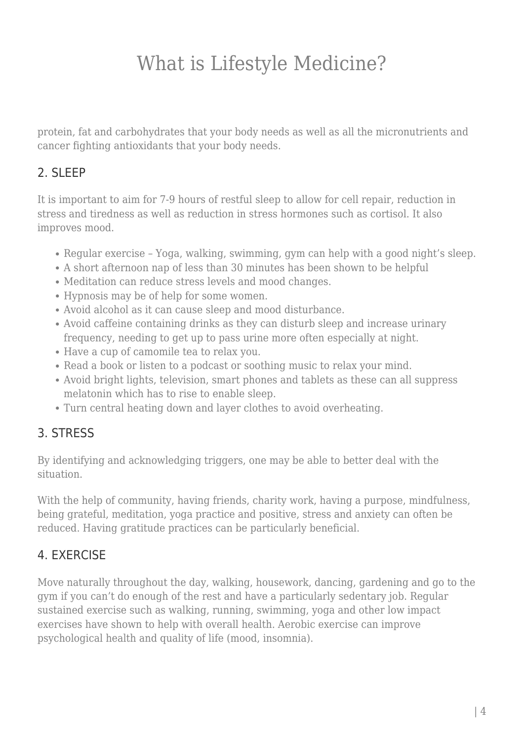protein, fat and carbohydrates that your body needs as well as all the micronutrients and cancer fighting antioxidants that your body needs.

## 2. SLEEP

It is important to aim for 7-9 hours of restful sleep to allow for cell repair, reduction in stress and tiredness as well as reduction in stress hormones such as cortisol. It also improves mood.

- Regular exercise – Yoga, walking, swimming, gym can help with a good night's sleep.
- A short afternoon nap of less than 30 minutes has been shown to be helpful
- Meditation can reduce stress levels and mood changes.
- Hypnosis may be of help for some women.
- Avoid alcohol as it can cause sleep and mood disturbance.
- Avoid caffeine containing drinks as they can disturb sleep and increase urinary frequency, needing to get up to pass urine more often especially at night.
- Have a cup of camomile tea to relax you.
- Read a book or listen to a podcast or soothing music to relax your mind.
- Avoid bright lights, television, smart phones and tablets as these can all suppress melatonin which has to rise to enable sleep.
- Turn central heating down and layer clothes to avoid overheating.

## 3. STRESS

By identifying and acknowledging triggers, one may be able to better deal with the situation.

With the help of community, having friends, charity work, having a purpose, mindfulness, being grateful, meditation, yoga practice and positive, stress and anxiety can often be reduced. Having gratitude practices can be particularly beneficial.

## 4. EXERCISE

Move naturally throughout the day, walking, housework, dancing, gardening and go to the gym if you can't do enough of the rest and have a particularly sedentary job. Regular sustained exercise such as walking, running, swimming, yoga and other low impact exercises have shown to help with overall health. Aerobic exercise can improve psychological health and quality of life (mood, insomnia).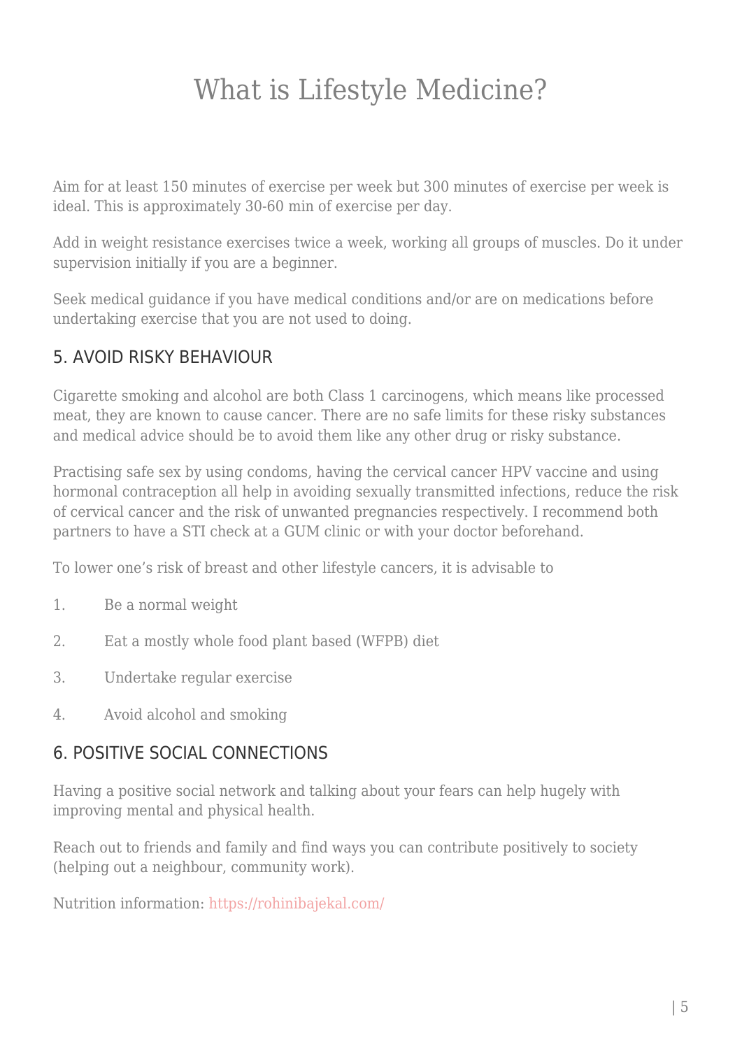# What is Lifestyle Medicine?

Aim for at least 150 minutes of exercise per week but 300 minutes of exercise per week is ideal. This is approximately 30-60 min of exercise per day.

Add in weight resistance exercises twice a week, working all groups of muscles. Do it under supervision initially if you are a beginner.

Seek medical guidance if you have medical conditions and/or are on medications before undertaking exercise that you are not used to doing.

## 5. AVOID RISKY BEHAVIOUR

Cigarette smoking and alcohol are both Class 1 carcinogens, which means like processed meat, they are known to cause cancer. There are no safe limits for these risky substances and medical advice should be to avoid them like any other drug or risky substance.

Practising safe sex by using condoms, having the cervical cancer HPV vaccine and using hormonal contraception all help in avoiding sexually transmitted infections, reduce the risk of cervical cancer and the risk of unwanted pregnancies respectively. I recommend both partners to have a STI check at a GUM clinic or with your doctor beforehand.

To lower one's risk of breast and other lifestyle cancers, it is advisable to

1. Be a normal weight
2. Eat a mostly whole food plant based (WFPB) diet
3. Undertake regular exercise
4. Avoid alcohol and smoking

## 6. POSITIVE SOCIAL CONNECTIONS

Having a positive social network and talking about your fears can help hugely with improving mental and physical health.

Reach out to friends and family and find ways you can contribute positively to society (helping out a neighbour, community work).

Nutrition information: https://rohinibajekal.com/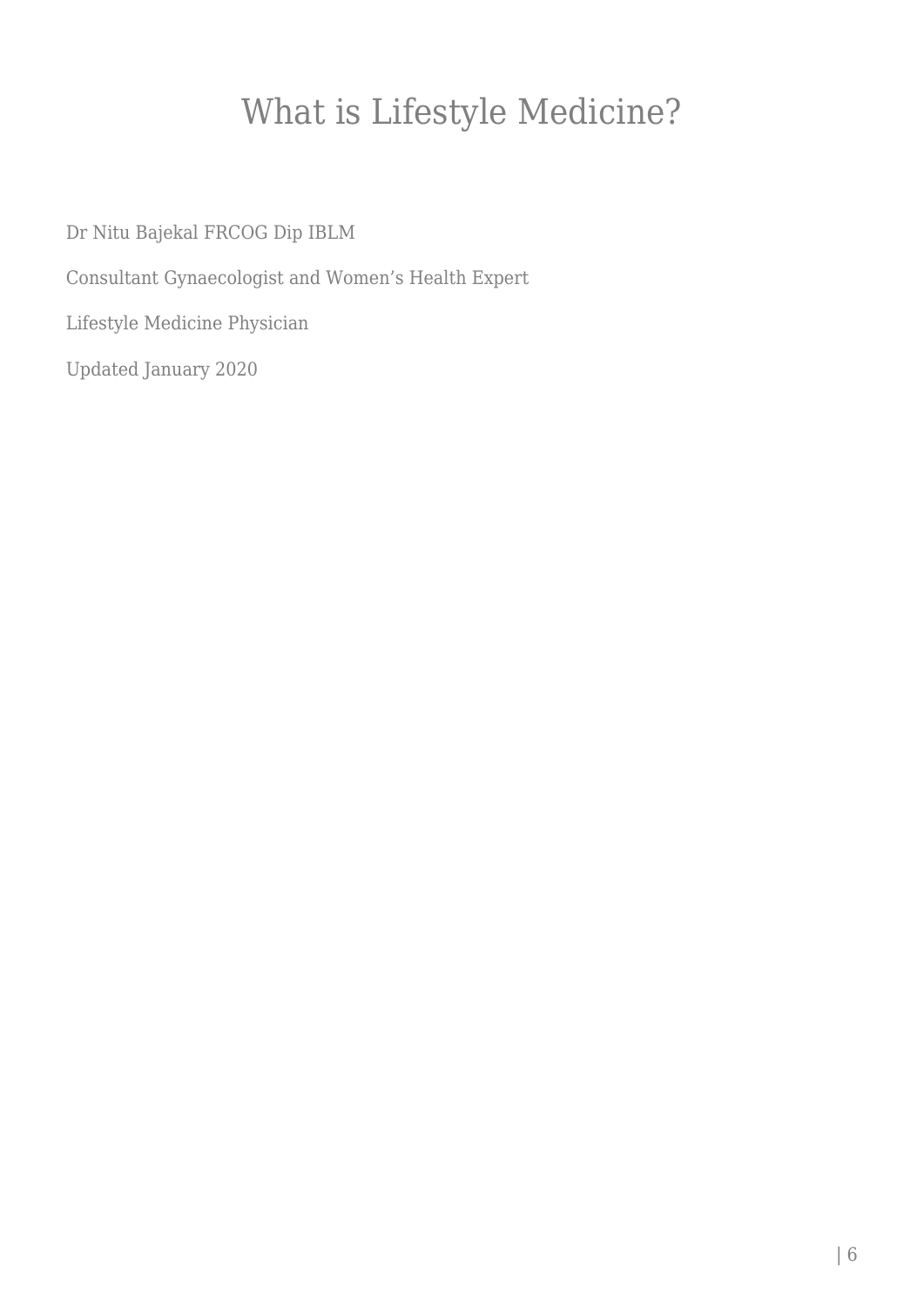# What is Lifestyle Medicine?

Dr Nitu Bajekal FRCOG Dip IBLM

Consultant Gynaecologist and Women's Health Expert

Lifestyle Medicine Physician

Updated January 2020